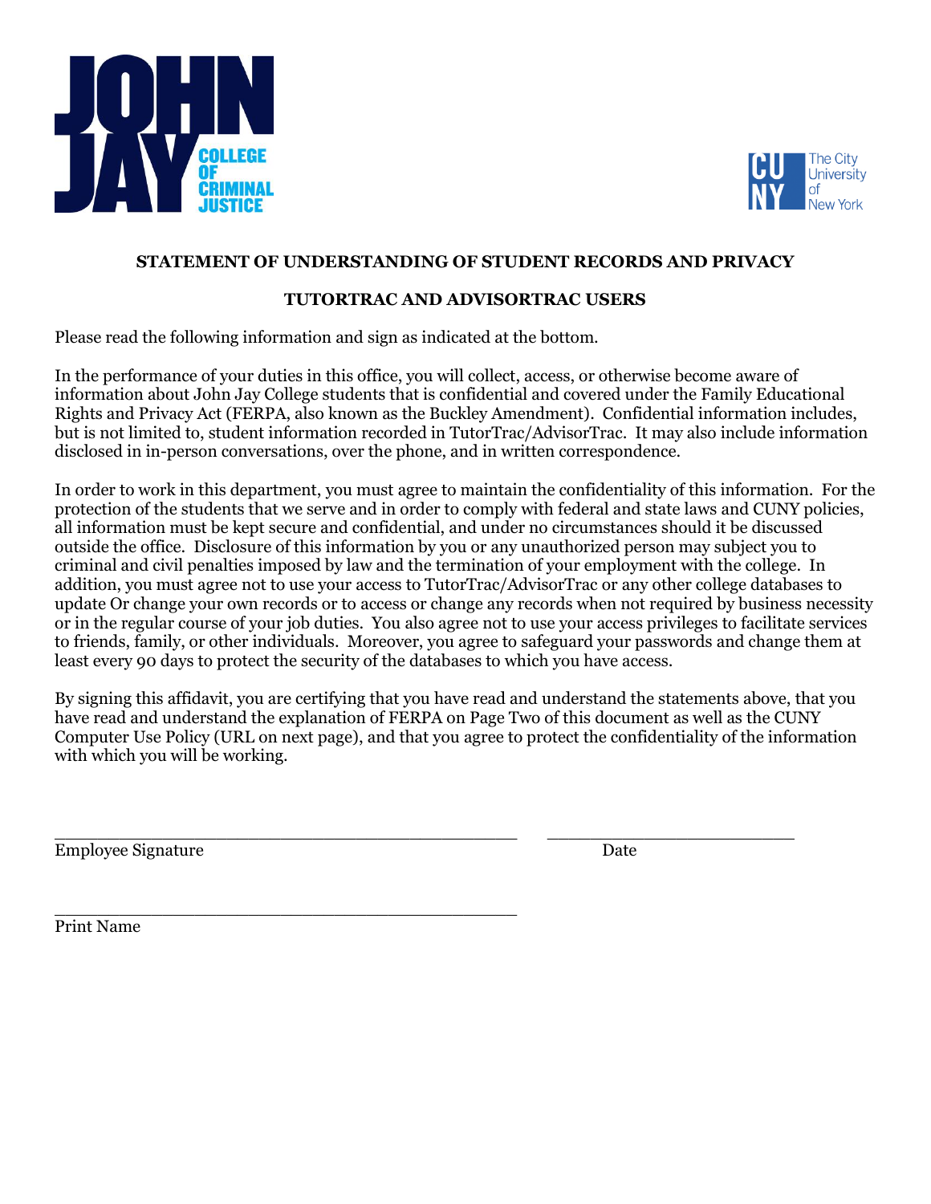JOHN JAY COLLEGE OF CRIMINAL JUSTICE

CUNY The City University of New York

**STATEMENT OF UNDERSTANDING OF STUDENT RECORDS AND PRIVACY**

**TUTORTRAC AND ADVISORTRAC USERS**

Please read the following information and sign as indicated at the bottom.

In the performance of your duties in this office, you will collect, access, or otherwise become aware of information about John Jay College students that is confidential and covered under the Family Educational Rights and Privacy Act (FERPA, also known as the Buckley Amendment). Confidential information includes, but is not limited to, student information recorded in TutorTrac/AdvisorTrac. It may also include information disclosed in in-person conversations, over the phone, and in written correspondence.

In order to work in this department, you must agree to maintain the confidentiality of this information. For the protection of the students that we serve and in order to comply with federal and state laws and CUNY policies, all information must be kept secure and confidential, and under no circumstances should it be discussed outside the office. Disclosure of this information by you or any unauthorized person may subject you to criminal and civil penalties imposed by law and the termination of your employment with the college. In addition, you must agree not to use your access to TutorTrac/AdvisorTrac or any other college databases to update Or change your own records or to access or change any records when not required by business necessity or in the regular course of your job duties. You also agree not to use your access privileges to facilitate services to friends, family, or other individuals. Moreover, you agree to safeguard your passwords and change them at least every 90 days to protect the security of the databases to which you have access.

By signing this affidavit, you are certifying that you have read and understand the statements above, that you have read and understand the explanation of FERPA on Page Two of this document as well as the CUNY Computer Use Policy (URL on next page), and that you agree to protect the confidentiality of the information with which you will be working.

\_\_\_\_\_\_\_\_\_\_\_\_\_\_\_\_\_\_\_\_\_\_\_\_\_\_\_\_\_\_\_\_\_\_\_\_\_\_\_\_\_\_ \_\_\_\_\_\_\_\_\_\_\_\_\_\_\_\_\_\_\_\_\_\_\_

Employee Signature Date

\_\_\_\_\_\_\_\_\_\_\_\_\_\_\_\_\_\_\_\_\_\_\_\_\_\_\_\_\_\_\_\_\_\_\_\_\_\_\_\_\_\_

Print Name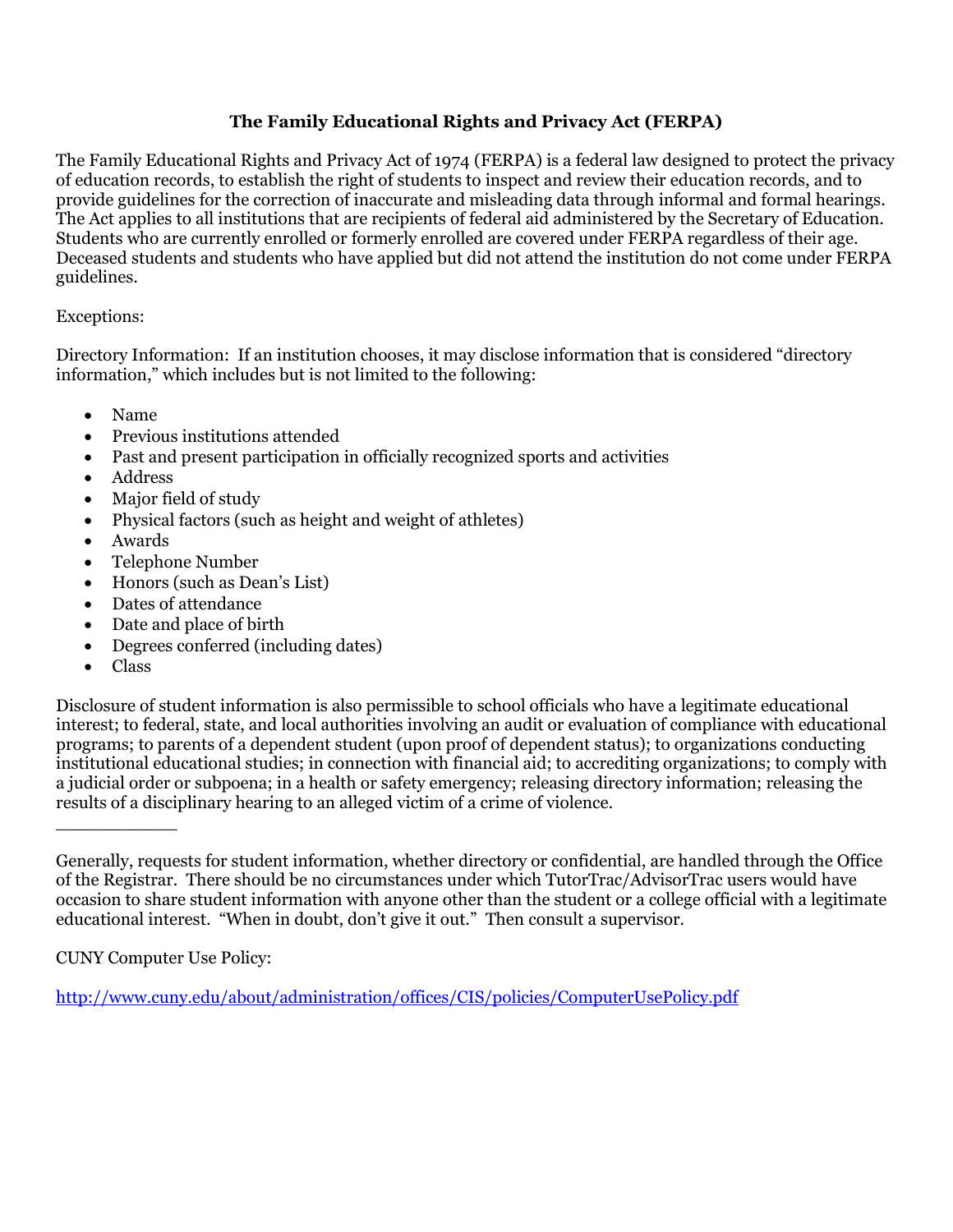## The Family Educational Rights and Privacy Act (FERPA)

The Family Educational Rights and Privacy Act of 1974 (FERPA) is a federal law designed to protect the privacy of education records, to establish the right of students to inspect and review their education records, and to provide guidelines for the correction of inaccurate and misleading data through informal and formal hearings. The Act applies to all institutions that are recipients of federal aid administered by the Secretary of Education. Students who are currently enrolled or formerly enrolled are covered under FERPA regardless of their age. Deceased students and students who have applied but did not attend the institution do not come under FERPA guidelines.

Exceptions:

Directory Information: If an institution chooses, it may disclose information that is considered "directory information," which includes but is not limited to the following:

- Name
- Previous institutions attended
- Past and present participation in officially recognized sports and activities
- Address
- Major field of study
- Physical factors (such as height and weight of athletes)
- Awards
- Telephone Number
- Honors (such as Dean's List)
- Dates of attendance
- Date and place of birth
- Degrees conferred (including dates)
- Class

Disclosure of student information is also permissible to school officials who have a legitimate educational interest; to federal, state, and local authorities involving an audit or evaluation of compliance with educational programs; to parents of a dependent student (upon proof of dependent status); to organizations conducting institutional educational studies; in connection with financial aid; to accrediting organizations; to comply with a judicial order or subpoena; in a health or safety emergency; releasing directory information; releasing the results of a disciplinary hearing to an alleged victim of a crime of violence.

___________

Generally, requests for student information, whether directory or confidential, are handled through the Office of the Registrar. There should be no circumstances under which TutorTrac/AdvisorTrac users would have occasion to share student information with anyone other than the student or a college official with a legitimate educational interest. "When in doubt, don't give it out." Then consult a supervisor.

CUNY Computer Use Policy:

http://www.cuny.edu/about/administration/offices/CIS/policies/ComputerUsePolicy.pdf